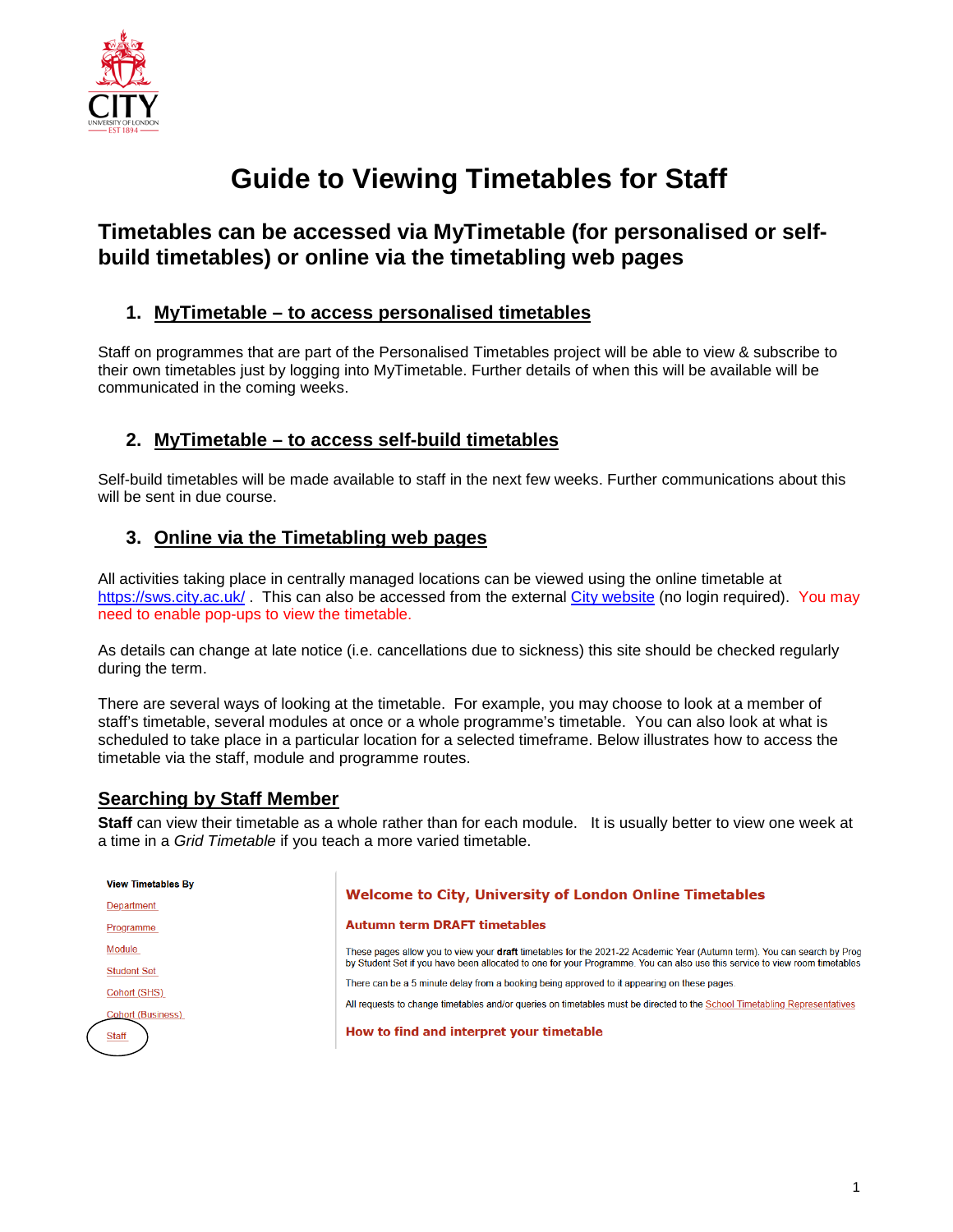# Guide to Viewing Timetables for Staff

## Timetables can be accessed via MyTimetable (for personalised or self-build timetables) or online via the timetabling web pages

### 1. MyTimetable – to access personalised timetables

Staff on programmes that are part of the Personalised Timetables project will be able to view & subscribe to their own timetables just by logging into MyTimetable. Further details of when this will be available will be communicated in the coming weeks.

### 2. MyTimetable – to access self-build timetables

Self-build timetables will be made available to staff in the next few weeks. Further communications about this will be sent in due course.

### 3. Online via the Timetabling web pages

All activities taking place in centrally managed locations can be viewed using the online timetable at https://sws.city.ac.uk/ . This can also be accessed from the external City website (no login required). You may need to enable pop-ups to view the timetable.

As details can change at late notice (i.e. cancellations due to sickness) this site should be checked regularly during the term.

There are several ways of looking at the timetable. For example, you may choose to look at a member of staff's timetable, several modules at once or a whole programme's timetable. You can also look at what is scheduled to take place in a particular location for a selected timeframe. Below illustrates how to access the timetable via the staff, module and programme routes.

### Searching by Staff Member

**Staff** can view their timetable as a whole rather than for each module. It is usually better to view one week at a time in a *Grid Timetable* if you teach a more varied timetable.

**View Timetables By**

- Department
- Programme
- Module
- Student Set
- Cohort (SHS)
- Cohort (Business)
- Staff

**Welcome to City, University of London Online Timetables**

**Autumn term DRAFT timetables**

These pages allow you to view your **draft** timetables for the 2021-22 Academic Year (Autumn term). You can search by Prog by Student Set if you have been allocated to one for your Programme. You can also use this service to view room timetables

There can be a 5 minute delay from a booking being approved to it appearing on these pages.

All requests to change timetables and/or queries on timetables must be directed to the School Timetabling Representatives

**How to find and interpret your timetable**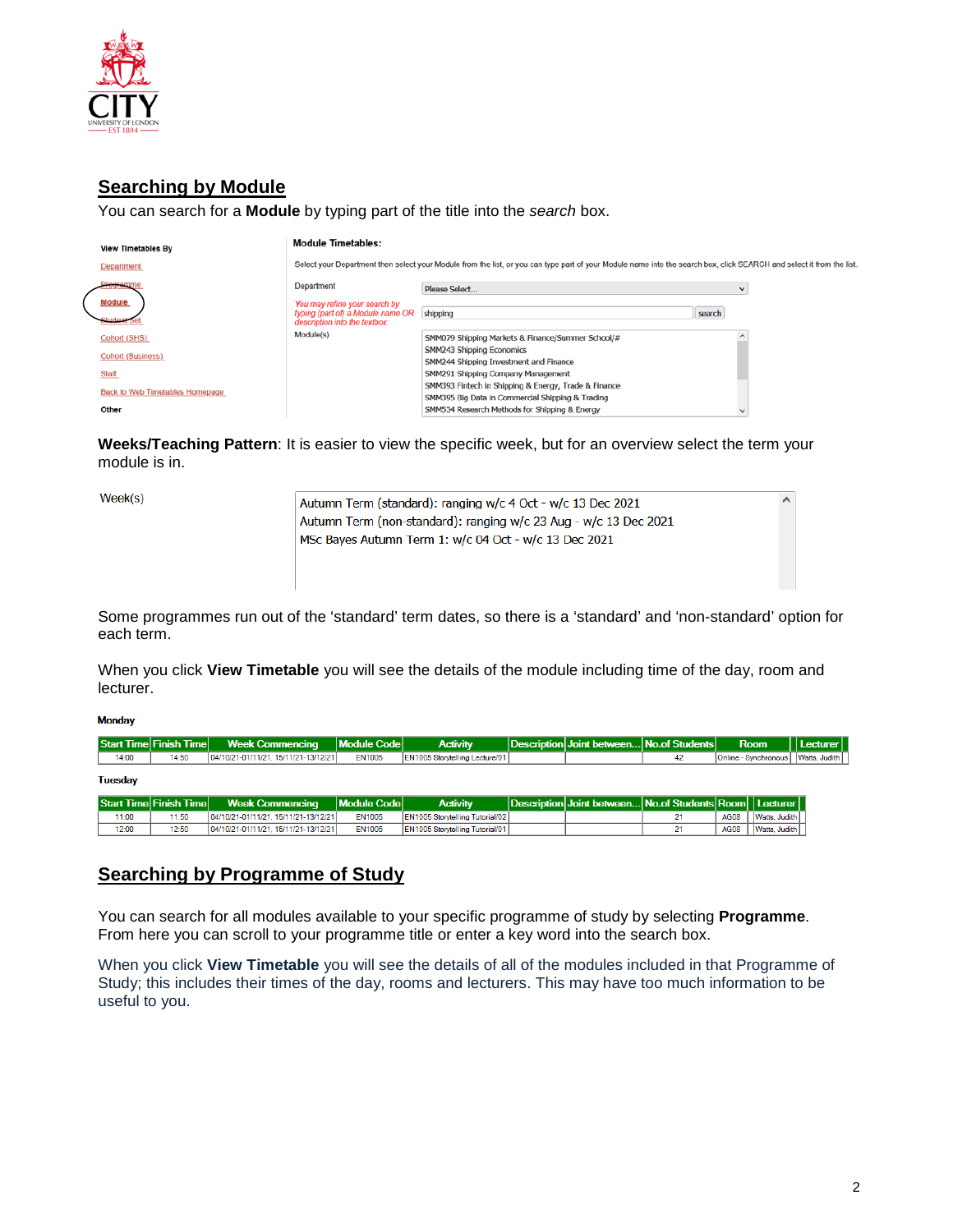## Searching by Module

You can search for a **Module** by typing part of the title into the *search* box.

**View Timetables By**

- Department
- Programme
- Module
- Student Set
- Cohort (SHS)
- Cohort (Business)
- Staff
- Back to Web Timetables Homepage

**Other**

**Module Timetables:**

Select your Department then select your Module from the list, or you can type part of your Module name into the search box, click SEARCH and select it from the list.

Department: Please Select...

*You may refine your search by typing (part of) a Module name OR description into the textbox:* shipping [search]

Module(s):
- SMM079 Shipping Markets & Finance/Summer School/#
- SMM243 Shipping Economics
- SMM244 Shipping Investment and Finance
- SMM291 Shipping Company Management
- SMM393 Fintech in Shipping & Energy, Trade & Finance
- SMM395 Big Data in Commercial Shipping & Trading
- SMM534 Research Methods for Shipping & Energy

**Weeks/Teaching Pattern**: It is easier to view the specific week, but for an overview select the term your module is in.

Week(s)
- Autumn Term (standard): ranging w/c 4 Oct - w/c 13 Dec 2021
- Autumn Term (non-standard): ranging w/c 23 Aug - w/c 13 Dec 2021
- MSc Bayes Autumn Term 1: w/c 04 Oct - w/c 13 Dec 2021

Some programmes run out of the 'standard' term dates, so there is a 'standard' and 'non-standard' option for each term.

When you click **View Timetable** you will see the details of the module including time of the day, room and lecturer.

**Monday**

| Start Time | Finish Time | Week Commencing | Module Code | Activity | Description | Joint between... | No.of Students | Room | Lecturer |
|---|---|---|---|---|---|---|---|---|---|
| 14:00 | 14:50 | 04/10/21-01/11/21, 15/11/21-13/12/21 | EN1005 | EN1005 Storytelling Lecture/01 | | | 42 | Online - Synchronous | Watts, Judith |

**Tuesday**

| Start Time | Finish Time | Week Commencing | Module Code | Activity | Description | Joint between... | No.of Students | Room | Lecturer |
|---|---|---|---|---|---|---|---|---|---|
| 11:00 | 11:50 | 04/10/21-01/11/21, 15/11/21-13/12/21 | EN1005 | EN1005 Storytelling Tutorial/02 | | | 21 | AG08 | Watts, Judith |
| 12:00 | 12:50 | 04/10/21-01/11/21, 15/11/21-13/12/21 | EN1005 | EN1005 Storytelling Tutorial/01 | | | 21 | AG08 | Watts, Judith |

## Searching by Programme of Study

You can search for all modules available to your specific programme of study by selecting **Programme**. From here you can scroll to your programme title or enter a key word into the search box.

When you click **View Timetable** you will see the details of all of the modules included in that Programme of Study; this includes their times of the day, rooms and lecturers. This may have too much information to be useful to you.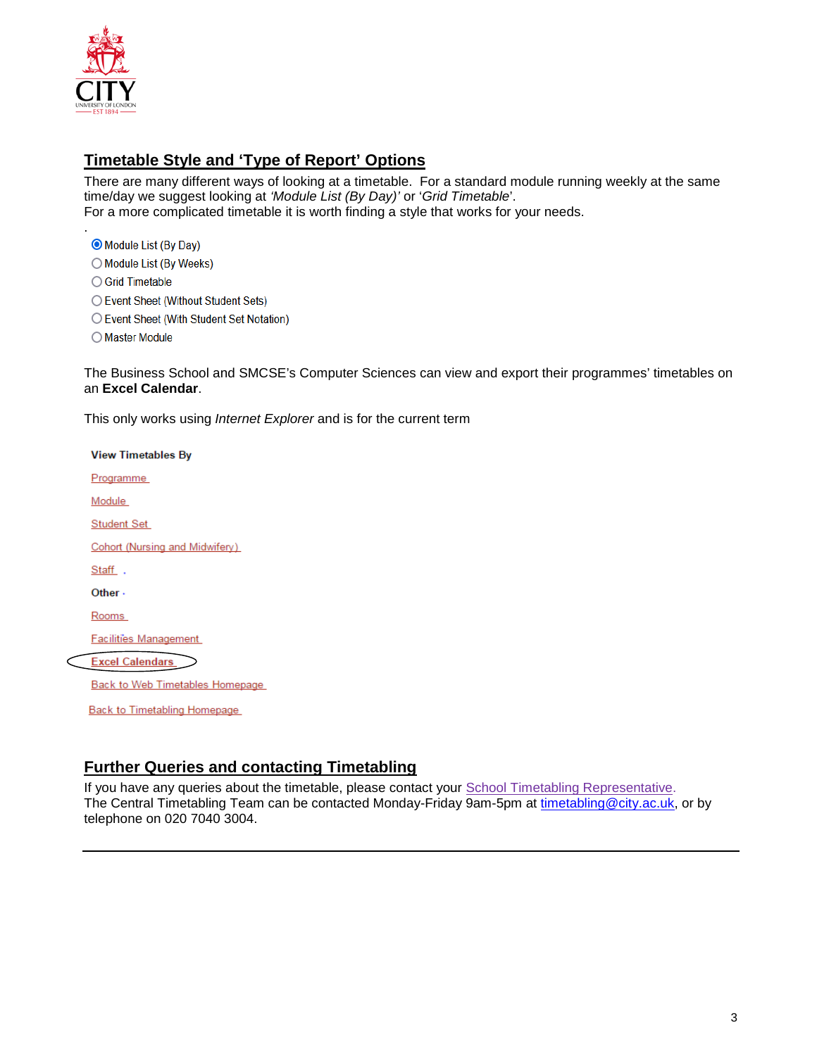## Timetable Style and 'Type of Report' Options

There are many different ways of looking at a timetable. For a standard module running weekly at the same time/day we suggest looking at *'Module List (By Day)'* or '*Grid Timetable*'.
For a more complicated timetable it is worth finding a style that works for your needs.

.

- Module List (By Day)
- Module List (By Weeks)
- Grid Timetable
- Event Sheet (Without Student Sets)
- Event Sheet (With Student Set Notation)
- Master Module

The Business School and SMCSE's Computer Sciences can view and export their programmes' timetables on an **Excel Calendar**.

This only works using *Internet Explorer* and is for the current term

**View Timetables By**

Programme

Module

Student Set

Cohort (Nursing and Midwifery)

Staff .

**Other** .

Rooms

Facilities Management

Excel Calendars

Back to Web Timetables Homepage

Back to Timetabling Homepage

## Further Queries and contacting Timetabling

If you have any queries about the timetable, please contact your School Timetabling Representative.
The Central Timetabling Team can be contacted Monday-Friday 9am-5pm at timetabling@city.ac.uk, or by telephone on 020 7040 3004.